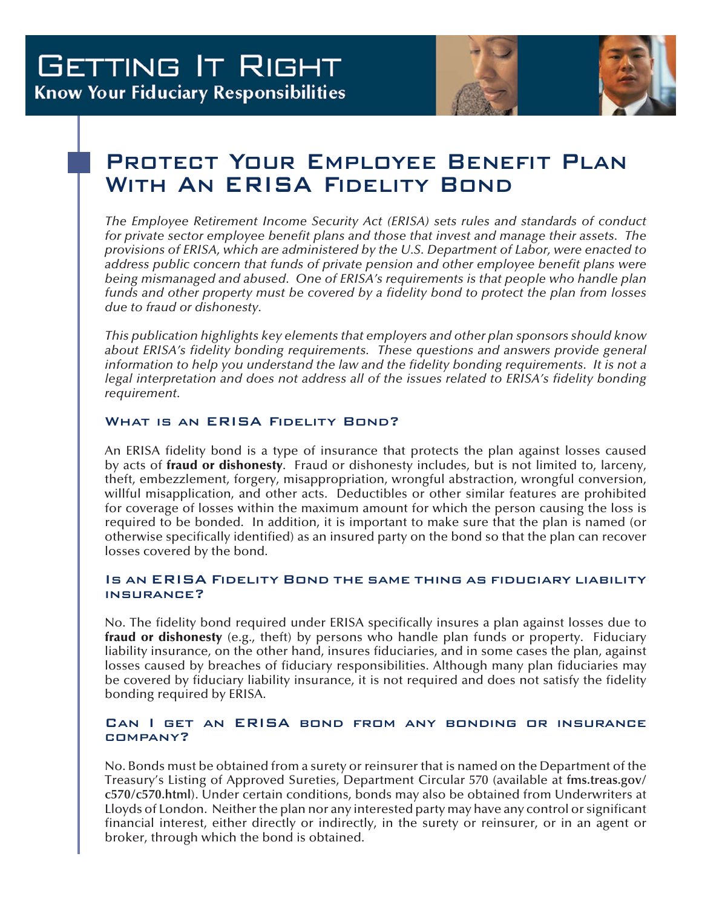# Getting It Right

**Know Your Fiduciary Responsibilities**

## Protect Your Employee Benefit Plan With An ERISA Fidelity Bond

*The Employee Retirement Income Security Act (ERISA) sets rules and standards of conduct for private sector employee benefit plans and those that invest and manage their assets. The provisions of ERISA, which are administered by the U.S. Department of Labor, were enacted to address public concern that funds of private pension and other employee benefit plans were being mismanaged and abused. One of ERISA's requirements is that people who handle plan funds and other property must be covered by a fidelity bond to protect the plan from losses due to fraud or dishonesty.*

*This publication highlights key elements that employers and other plan sponsors should know about ERISA's fidelity bonding requirements. These questions and answers provide general information to help you understand the law and the fidelity bonding requirements. It is not a legal interpretation and does not address all of the issues related to ERISA's fidelity bonding requirement.*

### What is an ERISA Fidelity Bond?

An ERISA fidelity bond is a type of insurance that protects the plan against losses caused by acts of **fraud or dishonesty**. Fraud or dishonesty includes, but is not limited to, larceny, theft, embezzlement, forgery, misappropriation, wrongful abstraction, wrongful conversion, willful misapplication, and other acts. Deductibles or other similar features are prohibited for coverage of losses within the maximum amount for which the person causing the loss is required to be bonded. In addition, it is important to make sure that the plan is named (or otherwise specifically identified) as an insured party on the bond so that the plan can recover losses covered by the bond.

### Is an ERISA Fidelity Bond the same thing as fiduciary liability insurance?

No. The fidelity bond required under ERISA specifically insures a plan against losses due to **fraud or dishonesty** (e.g., theft) by persons who handle plan funds or property. Fiduciary liability insurance, on the other hand, insures fiduciaries, and in some cases the plan, against losses caused by breaches of fiduciary responsibilities. Although many plan fiduciaries may be covered by fiduciary liability insurance, it is not required and does not satisfy the fidelity bonding required by ERISA.

### Can I get an ERISA bond from any bonding or insurance company?

No. Bonds must be obtained from a surety or reinsurer that is named on the Department of the Treasury's Listing of Approved Sureties, Department Circular 570 (available at **fms.treas.gov/c570/c570.html**). Under certain conditions, bonds may also be obtained from Underwriters at Lloyds of London. Neither the plan nor any interested party may have any control or significant financial interest, either directly or indirectly, in the surety or reinsurer, or in an agent or broker, through which the bond is obtained.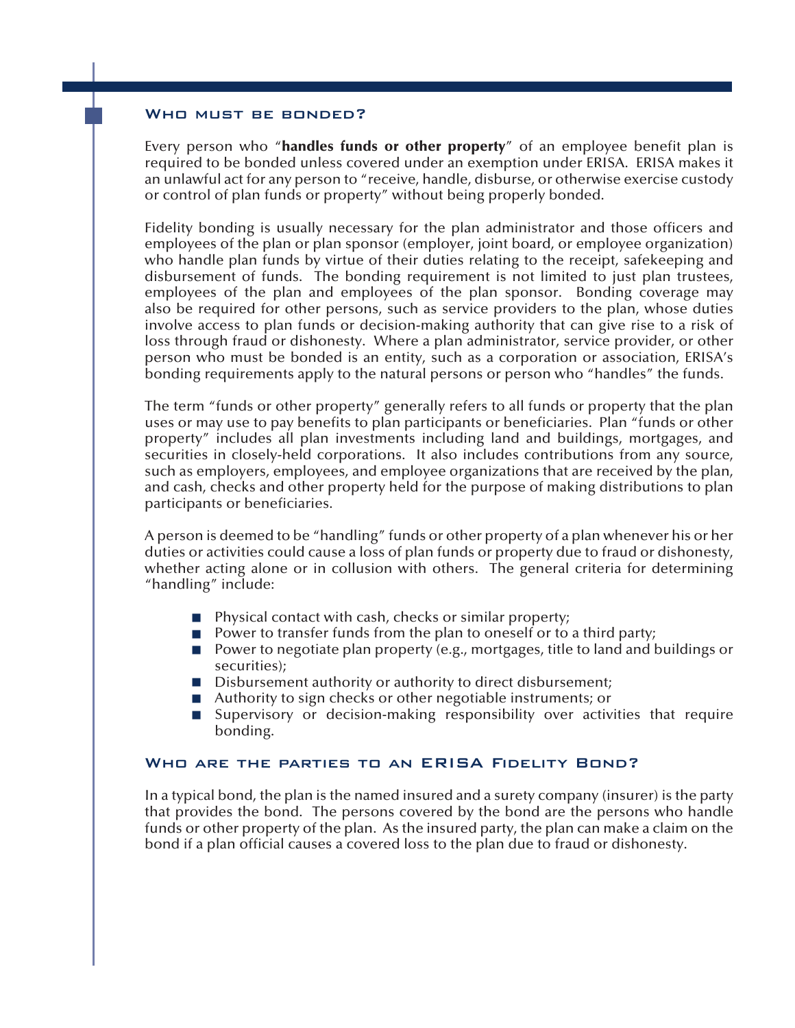## Who must be bonded?

Every person who "**handles funds or other property**" of an employee benefit plan is required to be bonded unless covered under an exemption under ERISA. ERISA makes it an unlawful act for any person to "receive, handle, disburse, or otherwise exercise custody or control of plan funds or property" without being properly bonded.

Fidelity bonding is usually necessary for the plan administrator and those officers and employees of the plan or plan sponsor (employer, joint board, or employee organization) who handle plan funds by virtue of their duties relating to the receipt, safekeeping and disbursement of funds. The bonding requirement is not limited to just plan trustees, employees of the plan and employees of the plan sponsor. Bonding coverage may also be required for other persons, such as service providers to the plan, whose duties involve access to plan funds or decision-making authority that can give rise to a risk of loss through fraud or dishonesty. Where a plan administrator, service provider, or other person who must be bonded is an entity, such as a corporation or association, ERISA's bonding requirements apply to the natural persons or person who "handles" the funds.

The term "funds or other property" generally refers to all funds or property that the plan uses or may use to pay benefits to plan participants or beneficiaries. Plan "funds or other property" includes all plan investments including land and buildings, mortgages, and securities in closely-held corporations. It also includes contributions from any source, such as employers, employees, and employee organizations that are received by the plan, and cash, checks and other property held for the purpose of making distributions to plan participants or beneficiaries.

A person is deemed to be "handling" funds or other property of a plan whenever his or her duties or activities could cause a loss of plan funds or property due to fraud or dishonesty, whether acting alone or in collusion with others. The general criteria for determining "handling" include:

- Physical contact with cash, checks or similar property;
- Power to transfer funds from the plan to oneself or to a third party;
- Power to negotiate plan property (e.g., mortgages, title to land and buildings or securities);
- Disbursement authority or authority to direct disbursement;
- Authority to sign checks or other negotiable instruments; or
- Supervisory or decision-making responsibility over activities that require bonding.

## Who are the parties to an ERISA Fidelity Bond?

In a typical bond, the plan is the named insured and a surety company (insurer) is the party that provides the bond. The persons covered by the bond are the persons who handle funds or other property of the plan. As the insured party, the plan can make a claim on the bond if a plan official causes a covered loss to the plan due to fraud or dishonesty.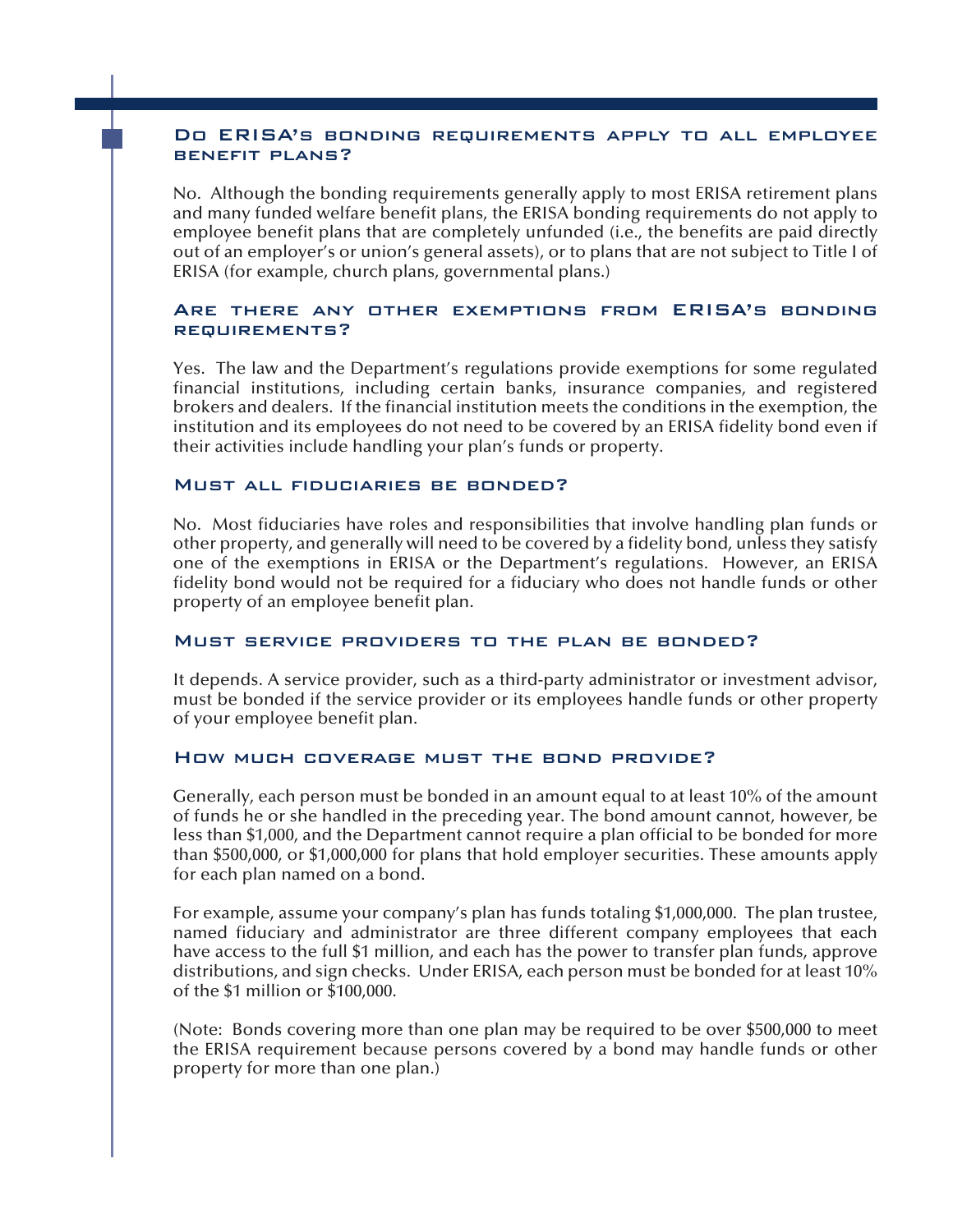## Do ERISA's bonding requirements apply to all employee benefit plans?

No. Although the bonding requirements generally apply to most ERISA retirement plans and many funded welfare benefit plans, the ERISA bonding requirements do not apply to employee benefit plans that are completely unfunded (i.e., the benefits are paid directly out of an employer's or union's general assets), or to plans that are not subject to Title I of ERISA (for example, church plans, governmental plans.)

## Are there any other exemptions from ERISA's bonding requirements?

Yes. The law and the Department's regulations provide exemptions for some regulated financial institutions, including certain banks, insurance companies, and registered brokers and dealers. If the financial institution meets the conditions in the exemption, the institution and its employees do not need to be covered by an ERISA fidelity bond even if their activities include handling your plan's funds or property.

## Must all fiduciaries be bonded?

No. Most fiduciaries have roles and responsibilities that involve handling plan funds or other property, and generally will need to be covered by a fidelity bond, unless they satisfy one of the exemptions in ERISA or the Department's regulations. However, an ERISA fidelity bond would not be required for a fiduciary who does not handle funds or other property of an employee benefit plan.

## Must service providers to the plan be bonded?

It depends. A service provider, such as a third-party administrator or investment advisor, must be bonded if the service provider or its employees handle funds or other property of your employee benefit plan.

## How much coverage must the bond provide?

Generally, each person must be bonded in an amount equal to at least 10% of the amount of funds he or she handled in the preceding year. The bond amount cannot, however, be less than $1,000, and the Department cannot require a plan official to be bonded for more than $500,000, or $1,000,000 for plans that hold employer securities. These amounts apply for each plan named on a bond.

For example, assume your company's plan has funds totaling $1,000,000. The plan trustee, named fiduciary and administrator are three different company employees that each have access to the full $1 million, and each has the power to transfer plan funds, approve distributions, and sign checks. Under ERISA, each person must be bonded for at least 10% of the $1 million or $100,000.

(Note: Bonds covering more than one plan may be required to be over $500,000 to meet the ERISA requirement because persons covered by a bond may handle funds or other property for more than one plan.)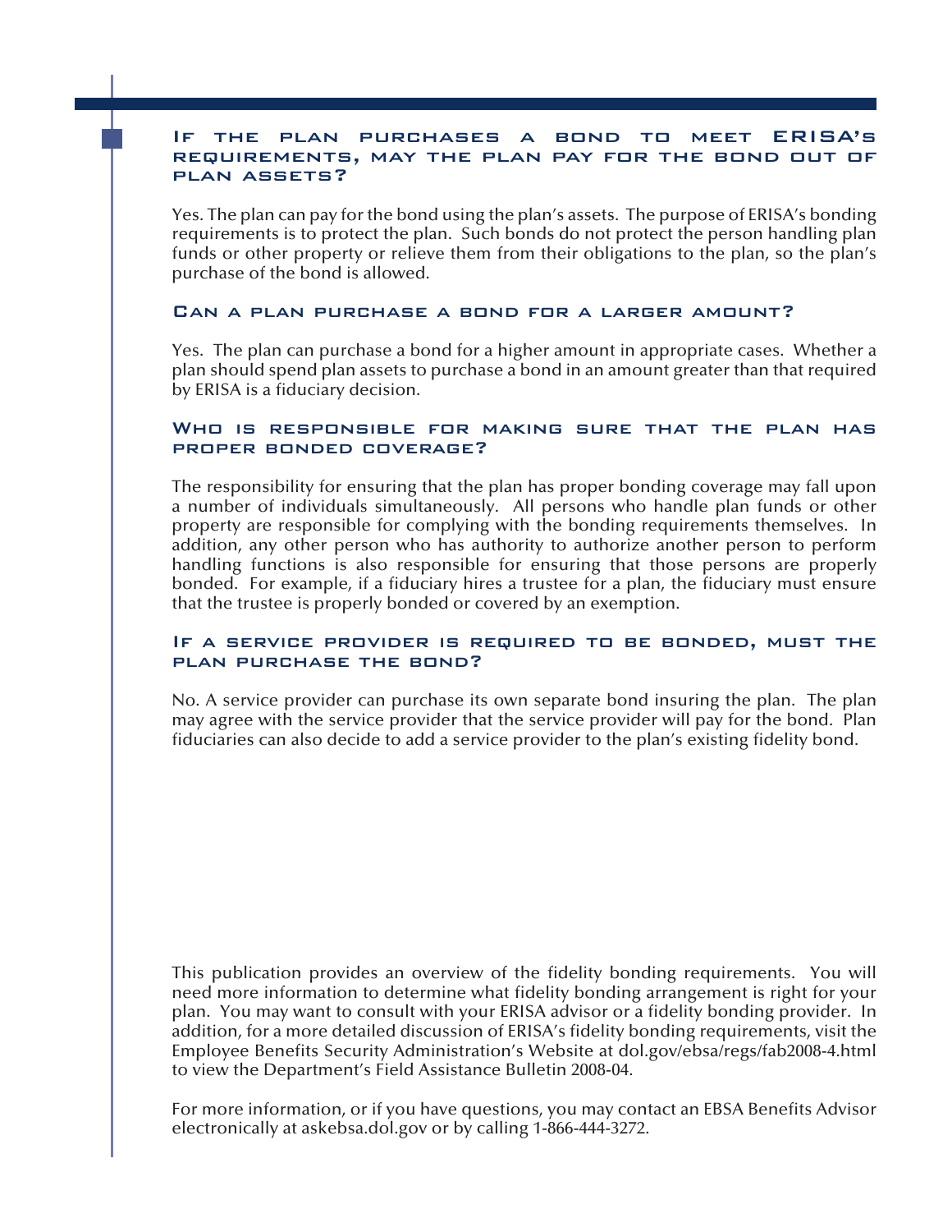### If the plan purchases a bond to meet ERISA's requirements, may the plan pay for the bond out of plan assets?

Yes. The plan can pay for the bond using the plan's assets. The purpose of ERISA's bonding requirements is to protect the plan. Such bonds do not protect the person handling plan funds or other property or relieve them from their obligations to the plan, so the plan's purchase of the bond is allowed.

### Can a plan purchase a bond for a larger amount?

Yes. The plan can purchase a bond for a higher amount in appropriate cases. Whether a plan should spend plan assets to purchase a bond in an amount greater than that required by ERISA is a fiduciary decision.

### Who is responsible for making sure that the plan has proper bonded coverage?

The responsibility for ensuring that the plan has proper bonding coverage may fall upon a number of individuals simultaneously. All persons who handle plan funds or other property are responsible for complying with the bonding requirements themselves. In addition, any other person who has authority to authorize another person to perform handling functions is also responsible for ensuring that those persons are properly bonded. For example, if a fiduciary hires a trustee for a plan, the fiduciary must ensure that the trustee is properly bonded or covered by an exemption.

### If a service provider is required to be bonded, must the plan purchase the bond?

No. A service provider can purchase its own separate bond insuring the plan. The plan may agree with the service provider that the service provider will pay for the bond. Plan fiduciaries can also decide to add a service provider to the plan's existing fidelity bond.

This publication provides an overview of the fidelity bonding requirements. You will need more information to determine what fidelity bonding arrangement is right for your plan. You may want to consult with your ERISA advisor or a fidelity bonding provider. In addition, for a more detailed discussion of ERISA's fidelity bonding requirements, visit the Employee Benefits Security Administration's Website at dol.gov/ebsa/regs/fab2008-4.html to view the Department's Field Assistance Bulletin 2008-04.

For more information, or if you have questions, you may contact an EBSA Benefits Advisor electronically at askebsa.dol.gov or by calling 1-866-444-3272.